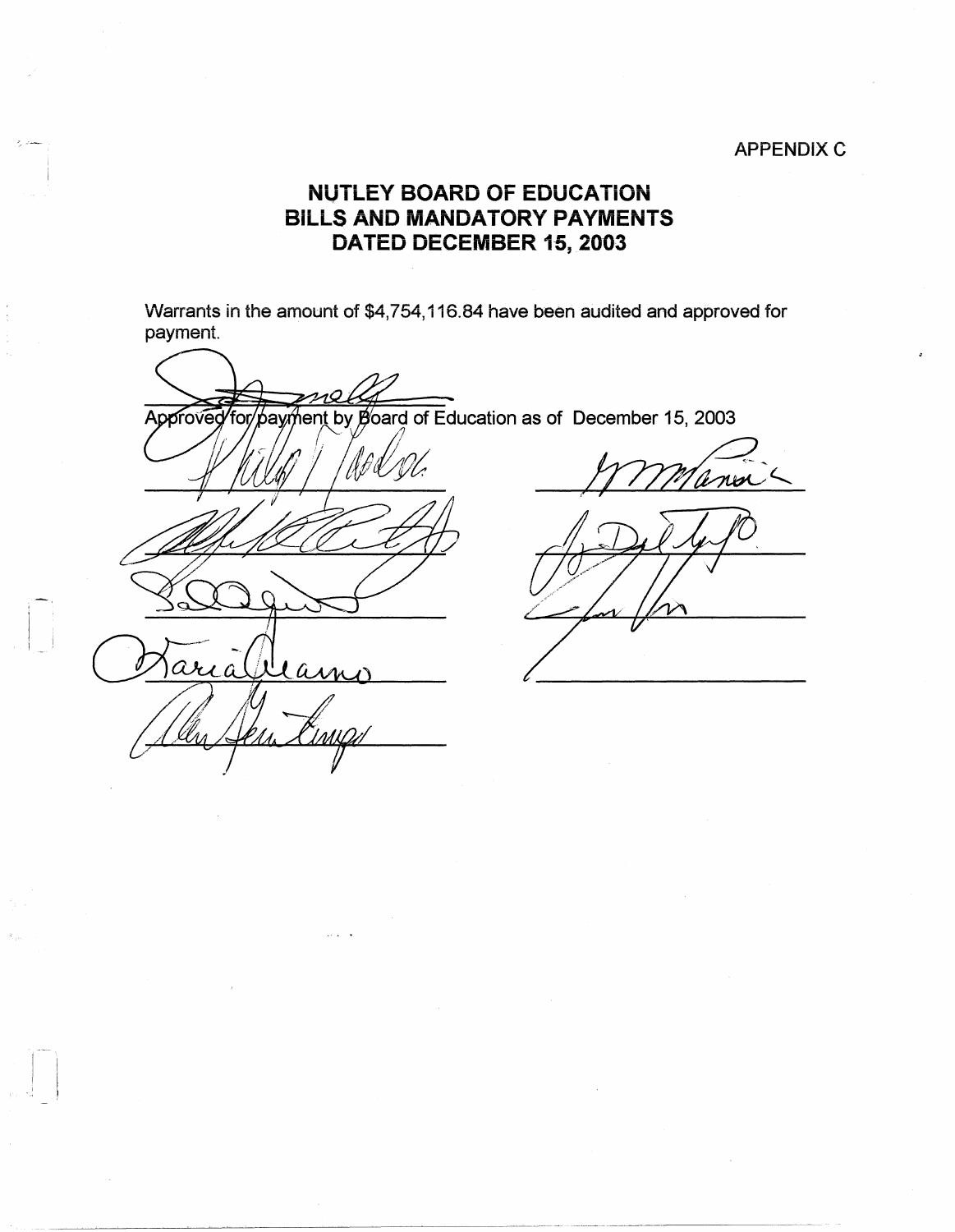APPENDIX C

# NUTLEY BOARD OF EDUCATION
# BILLS AND MANDATORY PAYMENTS
# DATED DECEMBER 15, 2003

Warrants in the amount of $4,754,116.84 have been audited and approved for payment.

Approved for payment by Board of Education as of December 15, 2003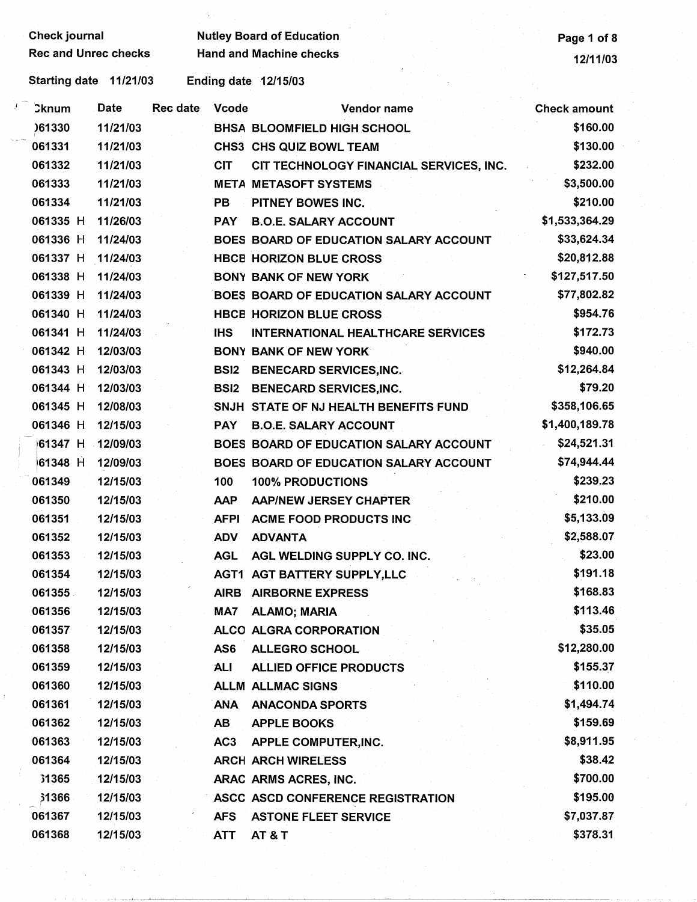Check journal | Nutley Board of Education
Rec and Unrec checks | Hand and Machine checks

Starting date 11/21/03 Ending date 12/15/03

| Cknum | Date | Rec date | Vcode | Vendor name | Check amount |
|---|---|---|---|---|---|
| 061330 | 11/21/03 | | BHSA | BLOOMFIELD HIGH SCHOOL | $160.00 |
| 061331 | 11/21/03 | | CHS3 | CHS QUIZ BOWL TEAM | $130.00 |
| 061332 | 11/21/03 | | CIT | CIT TECHNOLOGY FINANCIAL SERVICES, INC. | $232.00 |
| 061333 | 11/21/03 | | META | METASOFT SYSTEMS | $3,500.00 |
| 061334 | 11/21/03 | | PB | PITNEY BOWES INC. | $210.00 |
| 061335 H | 11/26/03 | | PAY | B.O.E. SALARY ACCOUNT | $1,533,364.29 |
| 061336 H | 11/24/03 | | BOES | BOARD OF EDUCATION SALARY ACCOUNT | $33,624.34 |
| 061337 H | 11/24/03 | | HBCE | HORIZON BLUE CROSS | $20,812.88 |
| 061338 H | 11/24/03 | | BONY | BANK OF NEW YORK | $127,517.50 |
| 061339 H | 11/24/03 | | BOES | BOARD OF EDUCATION SALARY ACCOUNT | $77,802.82 |
| 061340 H | 11/24/03 | | HBCE | HORIZON BLUE CROSS | $954.76 |
| 061341 H | 11/24/03 | | IHS | INTERNATIONAL HEALTHCARE SERVICES | $172.73 |
| 061342 H | 12/03/03 | | BONY | BANK OF NEW YORK | $940.00 |
| 061343 H | 12/03/03 | | BSI2 | BENECARD SERVICES,INC. | $12,264.84 |
| 061344 H | 12/03/03 | | BSI2 | BENECARD SERVICES,INC. | $79.20 |
| 061345 H | 12/08/03 | | SNJH | STATE OF NJ HEALTH BENEFITS FUND | $358,106.65 |
| 061346 H | 12/15/03 | | PAY | B.O.E. SALARY ACCOUNT | $1,400,189.78 |
| 061347 H | 12/09/03 | | BOES | BOARD OF EDUCATION SALARY ACCOUNT | $24,521.31 |
| 061348 H | 12/09/03 | | BOES | BOARD OF EDUCATION SALARY ACCOUNT | $74,944.44 |
| 061349 | 12/15/03 | | 100 | 100% PRODUCTIONS | $239.23 |
| 061350 | 12/15/03 | | AAP | AAP/NEW JERSEY CHAPTER | $210.00 |
| 061351 | 12/15/03 | | AFPI | ACME FOOD PRODUCTS INC | $5,133.09 |
| 061352 | 12/15/03 | | ADV | ADVANTA | $2,588.07 |
| 061353 | 12/15/03 | | AGL | AGL WELDING SUPPLY CO. INC. | $23.00 |
| 061354 | 12/15/03 | | AGT1 | AGT BATTERY SUPPLY,LLC | $191.18 |
| 061355 | 12/15/03 | | AIRB | AIRBORNE EXPRESS | $168.83 |
| 061356 | 12/15/03 | | MA7 | ALAMO; MARIA | $113.46 |
| 061357 | 12/15/03 | | ALCO | ALGRA CORPORATION | $35.05 |
| 061358 | 12/15/03 | | AS6 | ALLEGRO SCHOOL | $12,280.00 |
| 061359 | 12/15/03 | | ALI | ALLIED OFFICE PRODUCTS | $155.37 |
| 061360 | 12/15/03 | | ALLM | ALLMAC SIGNS | $110.00 |
| 061361 | 12/15/03 | | ANA | ANACONDA SPORTS | $1,494.74 |
| 061362 | 12/15/03 | | AB | APPLE BOOKS | $159.69 |
| 061363 | 12/15/03 | | AC3 | APPLE COMPUTER,INC. | $8,911.95 |
| 061364 | 12/15/03 | | ARCH | ARCH WIRELESS | $38.42 |
| 061365 | 12/15/03 | | ARAC | ARMS ACRES, INC. | $700.00 |
| 061366 | 12/15/03 | | ASCC | ASCD CONFERENCE REGISTRATION | $195.00 |
| 061367 | 12/15/03 | | AFS | ASTONE FLEET SERVICE | $7,037.87 |
| 061368 | 12/15/03 | | ATT | AT & T | $378.31 |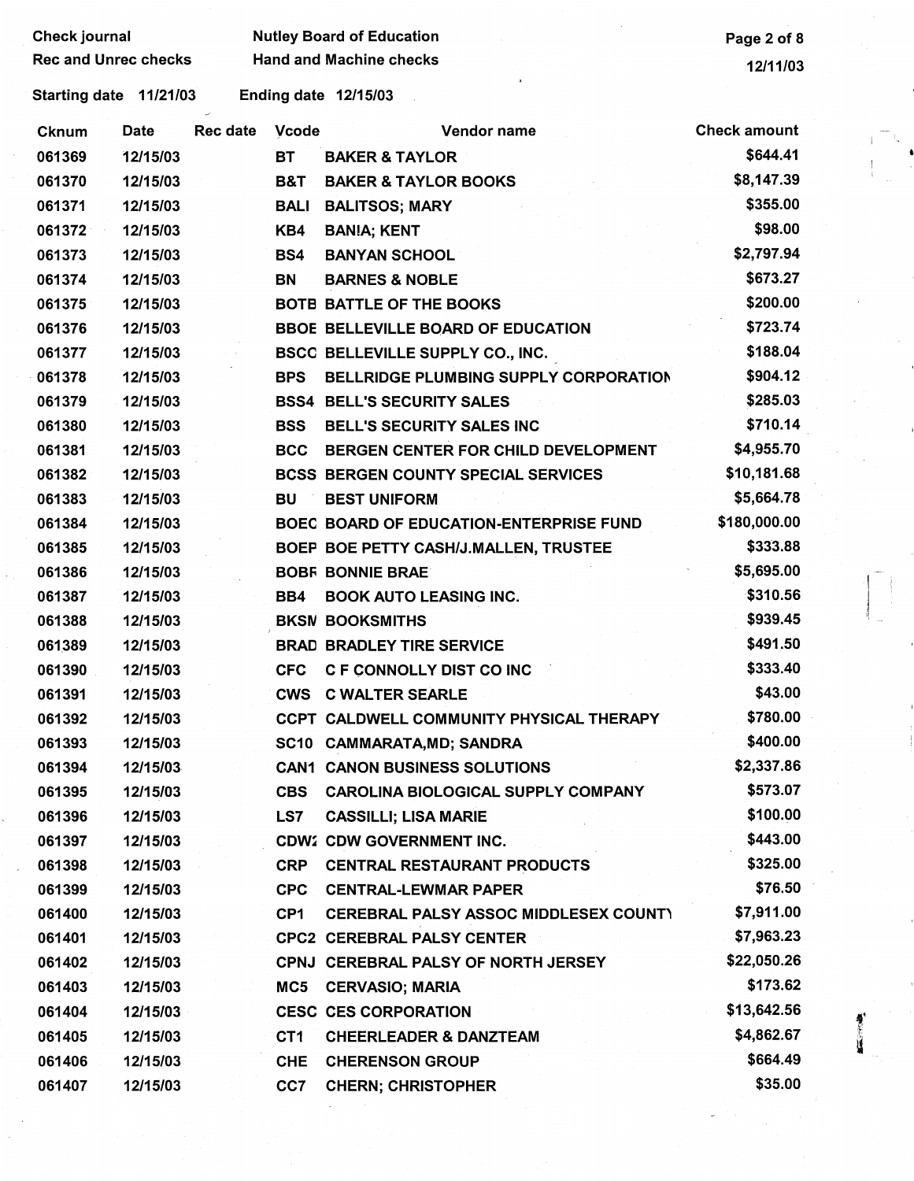Check journal — Nutley Board of Education
Rec and Unrec checks — Hand and Machine checks

Starting date 11/21/03 — Ending date 12/15/03

| Cknum | Date | Rec date | Vcode | Vendor name | Check amount |
|---|---|---|---|---|---|
| 061369 | 12/15/03 | | BT | BAKER & TAYLOR | $644.41 |
| 061370 | 12/15/03 | | B&T | BAKER & TAYLOR BOOKS | $8,147.39 |
| 061371 | 12/15/03 | | BALI | BALITSOS; MARY | $355.00 |
| 061372 | 12/15/03 | | KB4 | BANIA; KENT | $98.00 |
| 061373 | 12/15/03 | | BS4 | BANYAN SCHOOL | $2,797.94 |
| 061374 | 12/15/03 | | BN | BARNES & NOBLE | $673.27 |
| 061375 | 12/15/03 | | BOTB | BATTLE OF THE BOOKS | $200.00 |
| 061376 | 12/15/03 | | BBOE | BELLEVILLE BOARD OF EDUCATION | $723.74 |
| 061377 | 12/15/03 | | BSCC | BELLEVILLE SUPPLY CO., INC. | $188.04 |
| 061378 | 12/15/03 | | BPS | BELLRIDGE PLUMBING SUPPLY CORPORATION | $904.12 |
| 061379 | 12/15/03 | | BSS4 | BELL'S SECURITY SALES | $285.03 |
| 061380 | 12/15/03 | | BSS | BELL'S SECURITY SALES INC | $710.14 |
| 061381 | 12/15/03 | | BCC | BERGEN CENTER FOR CHILD DEVELOPMENT | $4,955.70 |
| 061382 | 12/15/03 | | BCSS | BERGEN COUNTY SPECIAL SERVICES | $10,181.68 |
| 061383 | 12/15/03 | | BU | BEST UNIFORM | $5,664.78 |
| 061384 | 12/15/03 | | BOEC | BOARD OF EDUCATION-ENTERPRISE FUND | $180,000.00 |
| 061385 | 12/15/03 | | BOEP | BOE PETTY CASH/J.MALLEN, TRUSTEE | $333.88 |
| 061386 | 12/15/03 | | BOBR | BONNIE BRAE | $5,695.00 |
| 061387 | 12/15/03 | | BB4 | BOOK AUTO LEASING INC. | $310.56 |
| 061388 | 12/15/03 | | BKSM | BOOKSMITHS | $939.45 |
| 061389 | 12/15/03 | | BRAD | BRADLEY TIRE SERVICE | $491.50 |
| 061390 | 12/15/03 | | CFC | C F CONNOLLY DIST CO INC | $333.40 |
| 061391 | 12/15/03 | | CWS | C WALTER SEARLE | $43.00 |
| 061392 | 12/15/03 | | CCPT | CALDWELL COMMUNITY PHYSICAL THERAPY | $780.00 |
| 061393 | 12/15/03 | | SC10 | CAMMARATA,MD; SANDRA | $400.00 |
| 061394 | 12/15/03 | | CAN1 | CANON BUSINESS SOLUTIONS | $2,337.86 |
| 061395 | 12/15/03 | | CBS | CAROLINA BIOLOGICAL SUPPLY COMPANY | $573.07 |
| 061396 | 12/15/03 | | LS7 | CASSILLI; LISA MARIE | $100.00 |
| 061397 | 12/15/03 | | CDW2 | CDW GOVERNMENT INC. | $443.00 |
| 061398 | 12/15/03 | | CRP | CENTRAL RESTAURANT PRODUCTS | $325.00 |
| 061399 | 12/15/03 | | CPC | CENTRAL-LEWMAR PAPER | $76.50 |
| 061400 | 12/15/03 | | CP1 | CEREBRAL PALSY ASSOC MIDDLESEX COUNTY | $7,911.00 |
| 061401 | 12/15/03 | | CPC2 | CEREBRAL PALSY CENTER | $7,963.23 |
| 061402 | 12/15/03 | | CPNJ | CEREBRAL PALSY OF NORTH JERSEY | $22,050.26 |
| 061403 | 12/15/03 | | MC5 | CERVASIO; MARIA | $173.62 |
| 061404 | 12/15/03 | | CESC | CES CORPORATION | $13,642.56 |
| 061405 | 12/15/03 | | CT1 | CHEERLEADER & DANZTEAM | $4,862.67 |
| 061406 | 12/15/03 | | CHE | CHERENSON GROUP | $664.49 |
| 061407 | 12/15/03 | | CC7 | CHERN; CHRISTOPHER | $35.00 |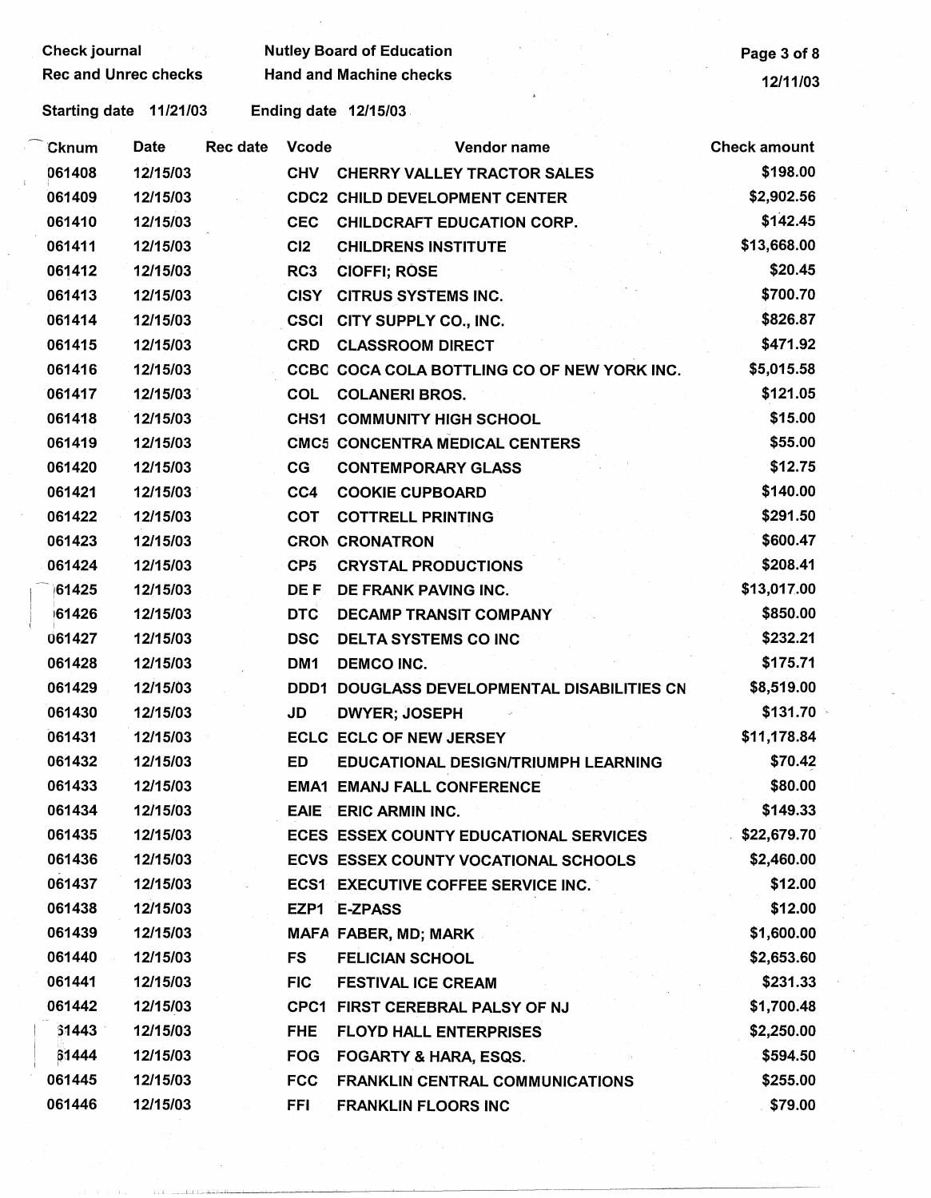Check journal
Rec and Unrec checks

Nutley Board of Education
Hand and Machine checks

12/11/03

Starting date 11/21/03 Ending date 12/15/03

| Cknum | Date | Rec date | Vcode | Vendor name | Check amount |
|---|---|---|---|---|---|
| 061408 | 12/15/03 | | CHV | CHERRY VALLEY TRACTOR SALES | $198.00 |
| 061409 | 12/15/03 | | CDC2 | CHILD DEVELOPMENT CENTER | $2,902.56 |
| 061410 | 12/15/03 | | CEC | CHILDCRAFT EDUCATION CORP. | $142.45 |
| 061411 | 12/15/03 | | CI2 | CHILDRENS INSTITUTE | $13,668.00 |
| 061412 | 12/15/03 | | RC3 | CIOFFI; ROSE | $20.45 |
| 061413 | 12/15/03 | | CISY | CITRUS SYSTEMS INC. | $700.70 |
| 061414 | 12/15/03 | | CSCI | CITY SUPPLY CO., INC. | $826.87 |
| 061415 | 12/15/03 | | CRD | CLASSROOM DIRECT | $471.92 |
| 061416 | 12/15/03 | | CCBC | COCA COLA BOTTLING CO OF NEW YORK INC. | $5,015.58 |
| 061417 | 12/15/03 | | COL | COLANERI BROS. | $121.05 |
| 061418 | 12/15/03 | | CHS1 | COMMUNITY HIGH SCHOOL | $15.00 |
| 061419 | 12/15/03 | | CMC5 | CONCENTRA MEDICAL CENTERS | $55.00 |
| 061420 | 12/15/03 | | CG | CONTEMPORARY GLASS | $12.75 |
| 061421 | 12/15/03 | | CC4 | COOKIE CUPBOARD | $140.00 |
| 061422 | 12/15/03 | | COT | COTTRELL PRINTING | $291.50 |
| 061423 | 12/15/03 | | CRON | CRONATRON | $600.47 |
| 061424 | 12/15/03 | | CP5 | CRYSTAL PRODUCTIONS | $208.41 |
| 061425 | 12/15/03 | | DE F | DE FRANK PAVING INC. | $13,017.00 |
| 061426 | 12/15/03 | | DTC | DECAMP TRANSIT COMPANY | $850.00 |
| 061427 | 12/15/03 | | DSC | DELTA SYSTEMS CO INC | $232.21 |
| 061428 | 12/15/03 | | DM1 | DEMCO INC. | $175.71 |
| 061429 | 12/15/03 | | DDD1 | DOUGLASS DEVELOPMENTAL DISABILITIES CN | $8,519.00 |
| 061430 | 12/15/03 | | JD | DWYER; JOSEPH | $131.70 |
| 061431 | 12/15/03 | | ECLC | ECLC OF NEW JERSEY | $11,178.84 |
| 061432 | 12/15/03 | | ED | EDUCATIONAL DESIGN/TRIUMPH LEARNING | $70.42 |
| 061433 | 12/15/03 | | EMA1 | EMANJ FALL CONFERENCE | $80.00 |
| 061434 | 12/15/03 | | EAIE | ERIC ARMIN INC. | $149.33 |
| 061435 | 12/15/03 | | ECES | ESSEX COUNTY EDUCATIONAL SERVICES | $22,679.70 |
| 061436 | 12/15/03 | | ECVS | ESSEX COUNTY VOCATIONAL SCHOOLS | $2,460.00 |
| 061437 | 12/15/03 | | ECS1 | EXECUTIVE COFFEE SERVICE INC. | $12.00 |
| 061438 | 12/15/03 | | EZP1 | E-ZPASS | $12.00 |
| 061439 | 12/15/03 | | MAFA | FABER, MD; MARK | $1,600.00 |
| 061440 | 12/15/03 | | FS | FELICIAN SCHOOL | $2,653.60 |
| 061441 | 12/15/03 | | FIC | FESTIVAL ICE CREAM | $231.33 |
| 061442 | 12/15/03 | | CPC1 | FIRST CEREBRAL PALSY OF NJ | $1,700.48 |
| 061443 | 12/15/03 | | FHE | FLOYD HALL ENTERPRISES | $2,250.00 |
| 061444 | 12/15/03 | | FOG | FOGARTY & HARA, ESQS. | $594.50 |
| 061445 | 12/15/03 | | FCC | FRANKLIN CENTRAL COMMUNICATIONS | $255.00 |
| 061446 | 12/15/03 | | FFI | FRANKLIN FLOORS INC | $79.00 |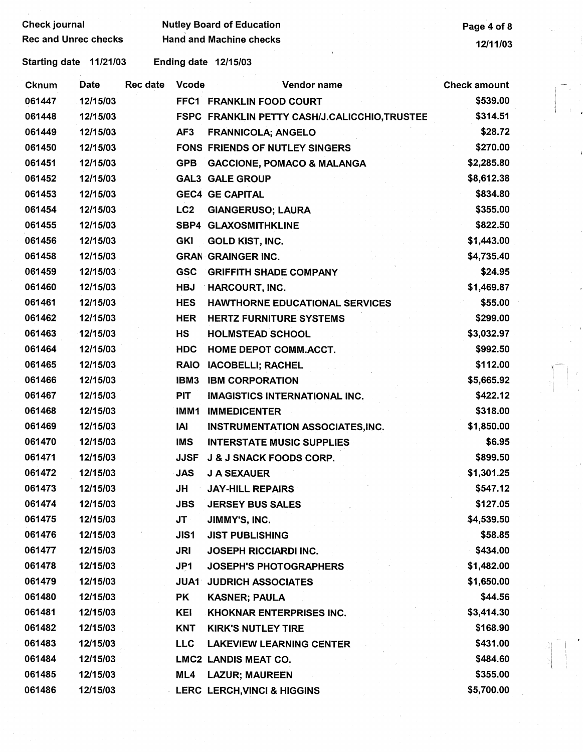Check journal | Nutley Board of Education
Rec and Unrec checks | Hand and Machine checks

Starting date 11/21/03 | Ending date 12/15/03

| Cknum | Date | Rec date | Vcode | Vendor name | Check amount |
|---|---|---|---|---|---|
| 061447 | 12/15/03 | | FFC1 | FRANKLIN FOOD COURT | $539.00 |
| 061448 | 12/15/03 | | FSPC | FRANKLIN PETTY CASH/J.CALICCHIO,TRUSTEE | $314.51 |
| 061449 | 12/15/03 | | AF3 | FRANNICOLA; ANGELO | $28.72 |
| 061450 | 12/15/03 | | FONS | FRIENDS OF NUTLEY SINGERS | $270.00 |
| 061451 | 12/15/03 | | GPB | GACCIONE, POMACO & MALANGA | $2,285.80 |
| 061452 | 12/15/03 | | GAL3 | GALE GROUP | $8,612.38 |
| 061453 | 12/15/03 | | GEC4 | GE CAPITAL | $834.80 |
| 061454 | 12/15/03 | | LC2 | GIANGERUSO; LAURA | $355.00 |
| 061455 | 12/15/03 | | SBP4 | GLAXOSMITHKLINE | $822.50 |
| 061456 | 12/15/03 | | GKI | GOLD KIST, INC. | $1,443.00 |
| 061458 | 12/15/03 | | GRAN | GRAINGER INC. | $4,735.40 |
| 061459 | 12/15/03 | | GSC | GRIFFITH SHADE COMPANY | $24.95 |
| 061460 | 12/15/03 | | HBJ | HARCOURT, INC. | $1,469.87 |
| 061461 | 12/15/03 | | HES | HAWTHORNE EDUCATIONAL SERVICES | $55.00 |
| 061462 | 12/15/03 | | HER | HERTZ FURNITURE SYSTEMS | $299.00 |
| 061463 | 12/15/03 | | HS | HOLMSTEAD SCHOOL | $3,032.97 |
| 061464 | 12/15/03 | | HDC | HOME DEPOT COMM.ACCT. | $992.50 |
| 061465 | 12/15/03 | | RAIO | IACOBELLI; RACHEL | $112.00 |
| 061466 | 12/15/03 | | IBM3 | IBM CORPORATION | $5,665.92 |
| 061467 | 12/15/03 | | PIT | IMAGISTICS INTERNATIONAL INC. | $422.12 |
| 061468 | 12/15/03 | | IMM1 | IMMEDICENTER | $318.00 |
| 061469 | 12/15/03 | | IAI | INSTRUMENTATION ASSOCIATES,INC. | $1,850.00 |
| 061470 | 12/15/03 | | IMS | INTERSTATE MUSIC SUPPLIES | $6.95 |
| 061471 | 12/15/03 | | JJSF | J & J SNACK FOODS CORP. | $899.50 |
| 061472 | 12/15/03 | | JAS | J A SEXAUER | $1,301.25 |
| 061473 | 12/15/03 | | JH | JAY-HILL REPAIRS | $547.12 |
| 061474 | 12/15/03 | | JBS | JERSEY BUS SALES | $127.05 |
| 061475 | 12/15/03 | | JT | JIMMY'S, INC. | $4,539.50 |
| 061476 | 12/15/03 | | JIS1 | JIST PUBLISHING | $58.85 |
| 061477 | 12/15/03 | | JRI | JOSEPH RICCIARDI INC. | $434.00 |
| 061478 | 12/15/03 | | JP1 | JOSEPH'S PHOTOGRAPHERS | $1,482.00 |
| 061479 | 12/15/03 | | JUA1 | JUDRICH ASSOCIATES | $1,650.00 |
| 061480 | 12/15/03 | | PK | KASNER; PAULA | $44.56 |
| 061481 | 12/15/03 | | KEI | KHOKNAR ENTERPRISES INC. | $3,414.30 |
| 061482 | 12/15/03 | | KNT | KIRK'S NUTLEY TIRE | $168.90 |
| 061483 | 12/15/03 | | LLC | LAKEVIEW LEARNING CENTER | $431.00 |
| 061484 | 12/15/03 | | LMC2 | LANDIS MEAT CO. | $484.60 |
| 061485 | 12/15/03 | | ML4 | LAZUR; MAUREEN | $355.00 |
| 061486 | 12/15/03 | | LERC | LERCH,VINCI & HIGGINS | $5,700.00 |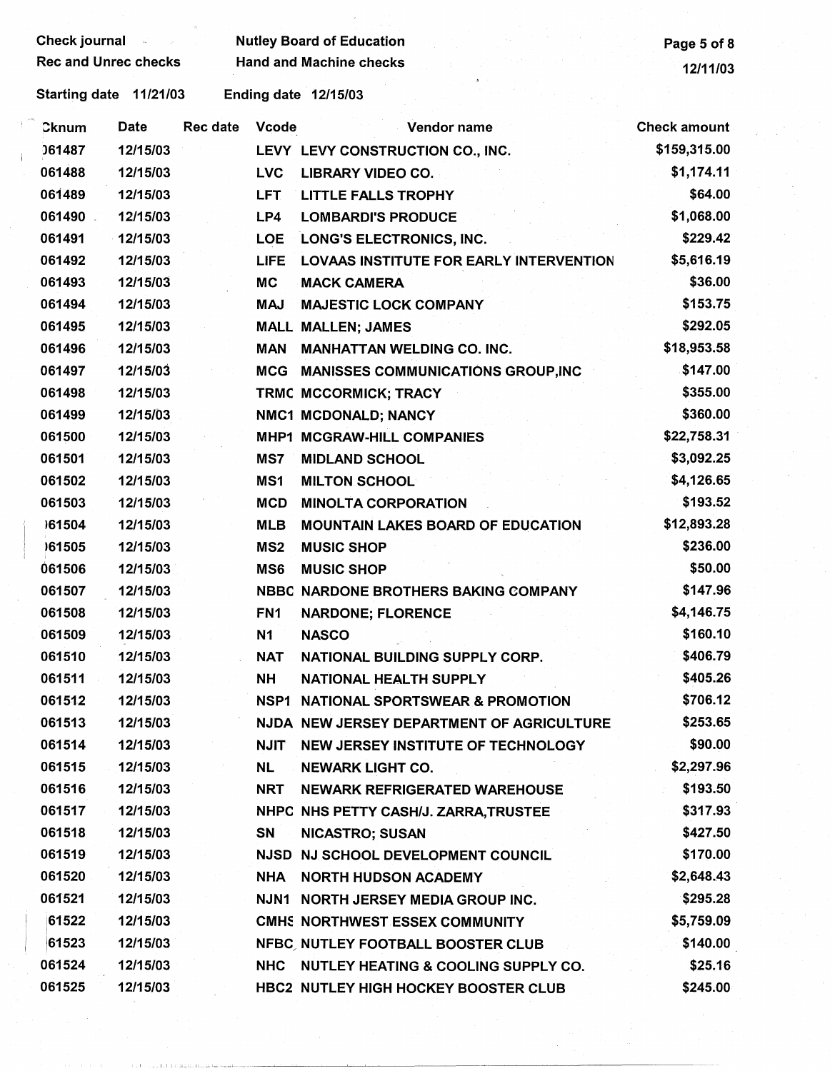Check journal
Rec and Unrec checks

Nutley Board of Education
Hand and Machine checks

12/11/03

Starting date 11/21/03 Ending date 12/15/03

| Cknum | Date | Rec date | Vcode | Vendor name | Check amount |
|---|---|---|---|---|---|
| 061487 | 12/15/03 | | LEVY | LEVY CONSTRUCTION CO., INC. | $159,315.00 |
| 061488 | 12/15/03 | | LVC | LIBRARY VIDEO CO. | $1,174.11 |
| 061489 | 12/15/03 | | LFT | LITTLE FALLS TROPHY | $64.00 |
| 061490 | 12/15/03 | | LP4 | LOMBARDI'S PRODUCE | $1,068.00 |
| 061491 | 12/15/03 | | LOE | LONG'S ELECTRONICS, INC. | $229.42 |
| 061492 | 12/15/03 | | LIFE | LOVAAS INSTITUTE FOR EARLY INTERVENTION | $5,616.19 |
| 061493 | 12/15/03 | | MC | MACK CAMERA | $36.00 |
| 061494 | 12/15/03 | | MAJ | MAJESTIC LOCK COMPANY | $153.75 |
| 061495 | 12/15/03 | | MALL | MALLEN; JAMES | $292.05 |
| 061496 | 12/15/03 | | MAN | MANHATTAN WELDING CO. INC. | $18,953.58 |
| 061497 | 12/15/03 | | MCG | MANISSES COMMUNICATIONS GROUP,INC | $147.00 |
| 061498 | 12/15/03 | | TRMC | MCCORMICK; TRACY | $355.00 |
| 061499 | 12/15/03 | | NMC1 | MCDONALD; NANCY | $360.00 |
| 061500 | 12/15/03 | | MHP1 | MCGRAW-HILL COMPANIES | $22,758.31 |
| 061501 | 12/15/03 | | MS7 | MIDLAND SCHOOL | $3,092.25 |
| 061502 | 12/15/03 | | MS1 | MILTON SCHOOL | $4,126.65 |
| 061503 | 12/15/03 | | MCD | MINOLTA CORPORATION | $193.52 |
| 061504 | 12/15/03 | | MLB | MOUNTAIN LAKES BOARD OF EDUCATION | $12,893.28 |
| 061505 | 12/15/03 | | MS2 | MUSIC SHOP | $236.00 |
| 061506 | 12/15/03 | | MS6 | MUSIC SHOP | $50.00 |
| 061507 | 12/15/03 | | NBBC | NARDONE BROTHERS BAKING COMPANY | $147.96 |
| 061508 | 12/15/03 | | FN1 | NARDONE; FLORENCE | $4,146.75 |
| 061509 | 12/15/03 | | N1 | NASCO | $160.10 |
| 061510 | 12/15/03 | | NAT | NATIONAL BUILDING SUPPLY CORP. | $406.79 |
| 061511 | 12/15/03 | | NH | NATIONAL HEALTH SUPPLY | $405.26 |
| 061512 | 12/15/03 | | NSP1 | NATIONAL SPORTSWEAR & PROMOTION | $706.12 |
| 061513 | 12/15/03 | | NJDA | NEW JERSEY DEPARTMENT OF AGRICULTURE | $253.65 |
| 061514 | 12/15/03 | | NJIT | NEW JERSEY INSTITUTE OF TECHNOLOGY | $90.00 |
| 061515 | 12/15/03 | | NL | NEWARK LIGHT CO. | $2,297.96 |
| 061516 | 12/15/03 | | NRT | NEWARK REFRIGERATED WAREHOUSE | $193.50 |
| 061517 | 12/15/03 | | NHPC | NHS PETTY CASH/J. ZARRA,TRUSTEE | $317.93 |
| 061518 | 12/15/03 | | SN | NICASTRO; SUSAN | $427.50 |
| 061519 | 12/15/03 | | NJSD | NJ SCHOOL DEVELOPMENT COUNCIL | $170.00 |
| 061520 | 12/15/03 | | NHA | NORTH HUDSON ACADEMY | $2,648.43 |
| 061521 | 12/15/03 | | NJN1 | NORTH JERSEY MEDIA GROUP INC. | $295.28 |
| 061522 | 12/15/03 | | CMHS | NORTHWEST ESSEX COMMUNITY | $5,759.09 |
| 061523 | 12/15/03 | | NFBC | NUTLEY FOOTBALL BOOSTER CLUB | $140.00 |
| 061524 | 12/15/03 | | NHC | NUTLEY HEATING & COOLING SUPPLY CO. | $25.16 |
| 061525 | 12/15/03 | | HBC2 | NUTLEY HIGH HOCKEY BOOSTER CLUB | $245.00 |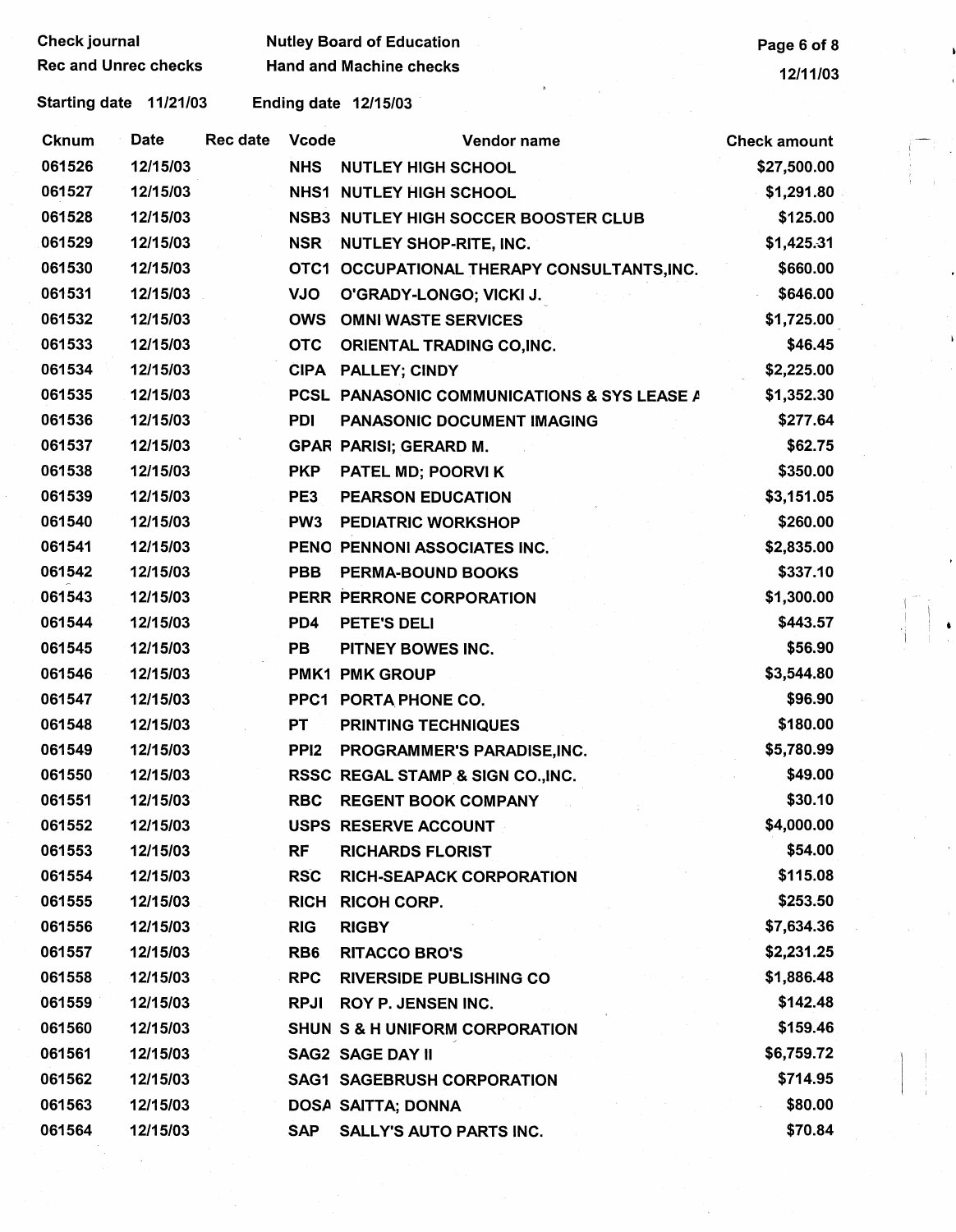Check journal
Rec and Unrec checks

Nutley Board of Education
Hand and Machine checks

12/11/03

Starting date 11/21/03 Ending date 12/15/03

| Cknum | Date | Rec date | Vcode | Vendor name | Check amount |
|---|---|---|---|---|---|
| 061526 | 12/15/03 | | NHS | NUTLEY HIGH SCHOOL | $27,500.00 |
| 061527 | 12/15/03 | | NHS1 | NUTLEY HIGH SCHOOL | $1,291.80 |
| 061528 | 12/15/03 | | NSB3 | NUTLEY HIGH SOCCER BOOSTER CLUB | $125.00 |
| 061529 | 12/15/03 | | NSR | NUTLEY SHOP-RITE, INC. | $1,425.31 |
| 061530 | 12/15/03 | | OTC1 | OCCUPATIONAL THERAPY CONSULTANTS,INC. | $660.00 |
| 061531 | 12/15/03 | | VJO | O'GRADY-LONGO; VICKI J. | $646.00 |
| 061532 | 12/15/03 | | OWS | OMNI WASTE SERVICES | $1,725.00 |
| 061533 | 12/15/03 | | OTC | ORIENTAL TRADING CO,INC. | $46.45 |
| 061534 | 12/15/03 | | CIPA | PALLEY; CINDY | $2,225.00 |
| 061535 | 12/15/03 | | PCSL | PANASONIC COMMUNICATIONS & SYS LEASE A | $1,352.30 |
| 061536 | 12/15/03 | | PDI | PANASONIC DOCUMENT IMAGING | $277.64 |
| 061537 | 12/15/03 | | GPAR | PARISI; GERARD M. | $62.75 |
| 061538 | 12/15/03 | | PKP | PATEL MD; POORVI K | $350.00 |
| 061539 | 12/15/03 | | PE3 | PEARSON EDUCATION | $3,151.05 |
| 061540 | 12/15/03 | | PW3 | PEDIATRIC WORKSHOP | $260.00 |
| 061541 | 12/15/03 | | PENO | PENNONI ASSOCIATES INC. | $2,835.00 |
| 061542 | 12/15/03 | | PBB | PERMA-BOUND BOOKS | $337.10 |
| 061543 | 12/15/03 | | PERR | PERRONE CORPORATION | $1,300.00 |
| 061544 | 12/15/03 | | PD4 | PETE'S DELI | $443.57 |
| 061545 | 12/15/03 | | PB | PITNEY BOWES INC. | $56.90 |
| 061546 | 12/15/03 | | PMK1 | PMK GROUP | $3,544.80 |
| 061547 | 12/15/03 | | PPC1 | PORTA PHONE CO. | $96.90 |
| 061548 | 12/15/03 | | PT | PRINTING TECHNIQUES | $180.00 |
| 061549 | 12/15/03 | | PPI2 | PROGRAMMER'S PARADISE,INC. | $5,780.99 |
| 061550 | 12/15/03 | | RSSC | REGAL STAMP & SIGN CO.,INC. | $49.00 |
| 061551 | 12/15/03 | | RBC | REGENT BOOK COMPANY | $30.10 |
| 061552 | 12/15/03 | | USPS | RESERVE ACCOUNT | $4,000.00 |
| 061553 | 12/15/03 | | RF | RICHARDS FLORIST | $54.00 |
| 061554 | 12/15/03 | | RSC | RICH-SEAPACK CORPORATION | $115.08 |
| 061555 | 12/15/03 | | RICH | RICOH CORP. | $253.50 |
| 061556 | 12/15/03 | | RIG | RIGBY | $7,634.36 |
| 061557 | 12/15/03 | | RB6 | RITACCO BRO'S | $2,231.25 |
| 061558 | 12/15/03 | | RPC | RIVERSIDE PUBLISHING CO | $1,886.48 |
| 061559 | 12/15/03 | | RPJI | ROY P. JENSEN INC. | $142.48 |
| 061560 | 12/15/03 | | SHUN | S & H UNIFORM CORPORATION | $159.46 |
| 061561 | 12/15/03 | | SAG2 | SAGE DAY II | $6,759.72 |
| 061562 | 12/15/03 | | SAG1 | SAGEBRUSH CORPORATION | $714.95 |
| 061563 | 12/15/03 | | DOSA | SAITTA; DONNA | $80.00 |
| 061564 | 12/15/03 | | SAP | SALLY'S AUTO PARTS INC. | $70.84 |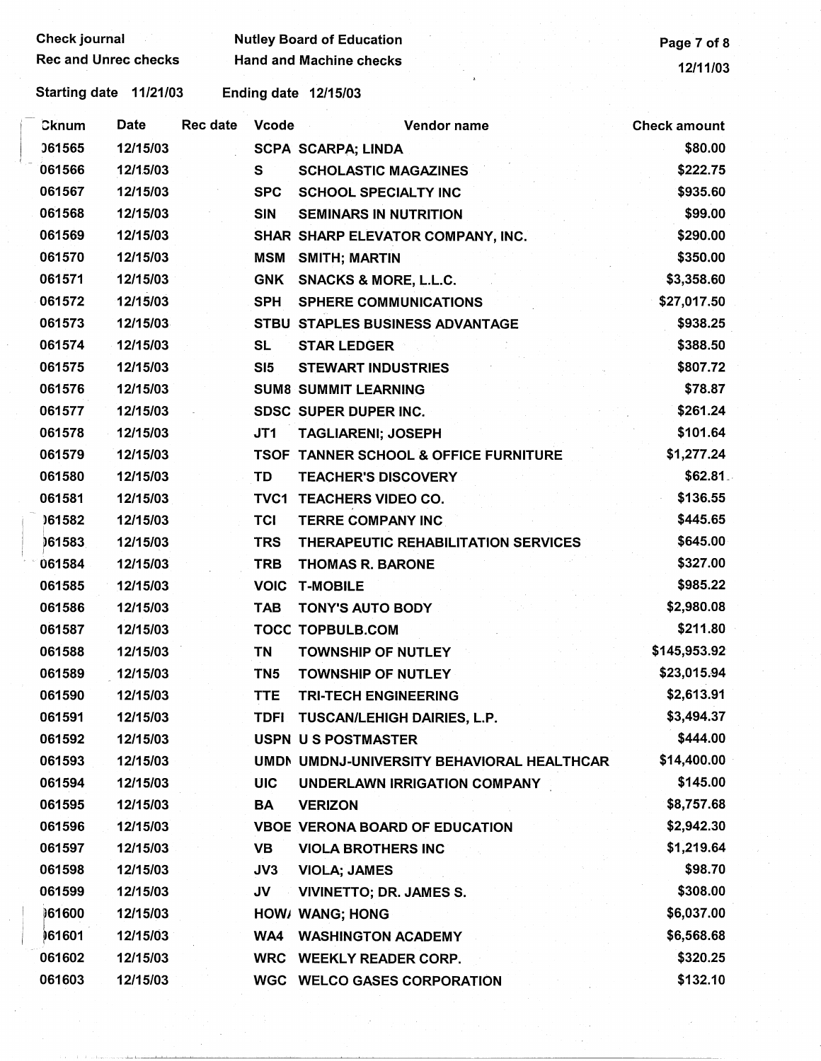Check journal | Nutley Board of Education
Rec and Unrec checks | Hand and Machine checks

12/11/03

Starting date 11/21/03 Ending date 12/15/03

| Cknum | Date | Rec date | Vcode | Vendor name | Check amount |
|---|---|---|---|---|---|
| 061565 | 12/15/03 | | SCPA | SCARPA; LINDA | $80.00 |
| 061566 | 12/15/03 | | S | SCHOLASTIC MAGAZINES | $222.75 |
| 061567 | 12/15/03 | | SPC | SCHOOL SPECIALTY INC | $935.60 |
| 061568 | 12/15/03 | | SIN | SEMINARS IN NUTRITION | $99.00 |
| 061569 | 12/15/03 | | SHAR | SHARP ELEVATOR COMPANY, INC. | $290.00 |
| 061570 | 12/15/03 | | MSM | SMITH; MARTIN | $350.00 |
| 061571 | 12/15/03 | | GNK | SNACKS & MORE, L.L.C. | $3,358.60 |
| 061572 | 12/15/03 | | SPH | SPHERE COMMUNICATIONS | $27,017.50 |
| 061573 | 12/15/03 | | STBU | STAPLES BUSINESS ADVANTAGE | $938.25 |
| 061574 | 12/15/03 | | SL | STAR LEDGER | $388.50 |
| 061575 | 12/15/03 | | SI5 | STEWART INDUSTRIES | $807.72 |
| 061576 | 12/15/03 | | SUM8 | SUMMIT LEARNING | $78.87 |
| 061577 | 12/15/03 | | SDSC | SUPER DUPER INC. | $261.24 |
| 061578 | 12/15/03 | | JT1 | TAGLIARENI; JOSEPH | $101.64 |
| 061579 | 12/15/03 | | TSOF | TANNER SCHOOL & OFFICE FURNITURE | $1,277.24 |
| 061580 | 12/15/03 | | TD | TEACHER'S DISCOVERY | $62.81 |
| 061581 | 12/15/03 | | TVC1 | TEACHERS VIDEO CO. | $136.55 |
| 061582 | 12/15/03 | | TCI | TERRE COMPANY INC | $445.65 |
| 061583 | 12/15/03 | | TRS | THERAPEUTIC REHABILITATION SERVICES | $645.00 |
| 061584 | 12/15/03 | | TRB | THOMAS R. BARONE | $327.00 |
| 061585 | 12/15/03 | | VOIC | T-MOBILE | $985.22 |
| 061586 | 12/15/03 | | TAB | TONY'S AUTO BODY | $2,980.08 |
| 061587 | 12/15/03 | | TOCC | TOPBULB.COM | $211.80 |
| 061588 | 12/15/03 | | TN | TOWNSHIP OF NUTLEY | $145,953.92 |
| 061589 | 12/15/03 | | TN5 | TOWNSHIP OF NUTLEY | $23,015.94 |
| 061590 | 12/15/03 | | TTE | TRI-TECH ENGINEERING | $2,613.91 |
| 061591 | 12/15/03 | | TDFI | TUSCAN/LEHIGH DAIRIES, L.P. | $3,494.37 |
| 061592 | 12/15/03 | | USPN | U S POSTMASTER | $444.00 |
| 061593 | 12/15/03 | | UMDN | UMDNJ-UNIVERSITY BEHAVIORAL HEALTHCAR | $14,400.00 |
| 061594 | 12/15/03 | | UIC | UNDERLAWN IRRIGATION COMPANY | $145.00 |
| 061595 | 12/15/03 | | BA | VERIZON | $8,757.68 |
| 061596 | 12/15/03 | | VBOE | VERONA BOARD OF EDUCATION | $2,942.30 |
| 061597 | 12/15/03 | | VB | VIOLA BROTHERS INC | $1,219.64 |
| 061598 | 12/15/03 | | JV3 | VIOLA; JAMES | $98.70 |
| 061599 | 12/15/03 | | JV | VIVINETTO; DR. JAMES S. | $308.00 |
| 061600 | 12/15/03 | | HOW/ | WANG; HONG | $6,037.00 |
| 061601 | 12/15/03 | | WA4 | WASHINGTON ACADEMY | $6,568.68 |
| 061602 | 12/15/03 | | WRC | WEEKLY READER CORP. | $320.25 |
| 061603 | 12/15/03 | | WGC | WELCO GASES CORPORATION | $132.10 |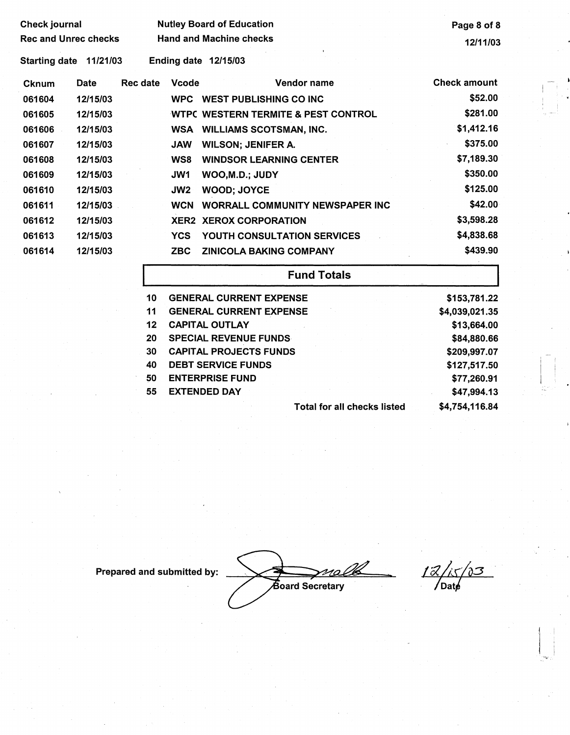Check journal
Rec and Unrec checks

Nutley Board of Education
Hand and Machine checks

12/11/03

Starting date 11/21/03    Ending date 12/15/03

| Cknum | Date | Rec date | Vcode | Vendor name | Check amount |
|---|---|---|---|---|---|
| 061604 | 12/15/03 | | WPC | WEST PUBLISHING CO INC | $52.00 |
| 061605 | 12/15/03 | | WTPC | WESTERN TERMITE & PEST CONTROL | $281.00 |
| 061606 | 12/15/03 | | WSA | WILLIAMS SCOTSMAN, INC. | $1,412.16 |
| 061607 | 12/15/03 | | JAW | WILSON; JENIFER A. | $375.00 |
| 061608 | 12/15/03 | | WS8 | WINDSOR LEARNING CENTER | $7,189.30 |
| 061609 | 12/15/03 | | JW1 | WOO,M.D.; JUDY | $350.00 |
| 061610 | 12/15/03 | | JW2 | WOOD; JOYCE | $125.00 |
| 061611 | 12/15/03 | | WCN | WORRALL COMMUNITY NEWSPAPER INC | $42.00 |
| 061612 | 12/15/03 | | XER2 | XEROX CORPORATION | $3,598.28 |
| 061613 | 12/15/03 | | YCS | YOUTH CONSULTATION SERVICES | $4,838.68 |
| 061614 | 12/15/03 | | ZBC | ZINICOLA BAKING COMPANY | $439.90 |

## Fund Totals

| | | |
|---|---|---|
| 10 | GENERAL CURRENT EXPENSE | $153,781.22 |
| 11 | GENERAL CURRENT EXPENSE | $4,039,021.35 |
| 12 | CAPITAL OUTLAY | $13,664.00 |
| 20 | SPECIAL REVENUE FUNDS | $84,880.66 |
| 30 | CAPITAL PROJECTS FUNDS | $209,997.07 |
| 40 | DEBT SERVICE FUNDS | $127,517.50 |
| 50 | ENTERPRISE FUND | $77,260.91 |
| 55 | EXTENDED DAY | $47,994.13 |
| | Total for all checks listed | $4,754,116.84 |

Prepared and submitted by: _______________ Board Secretary    12/15/03 Date